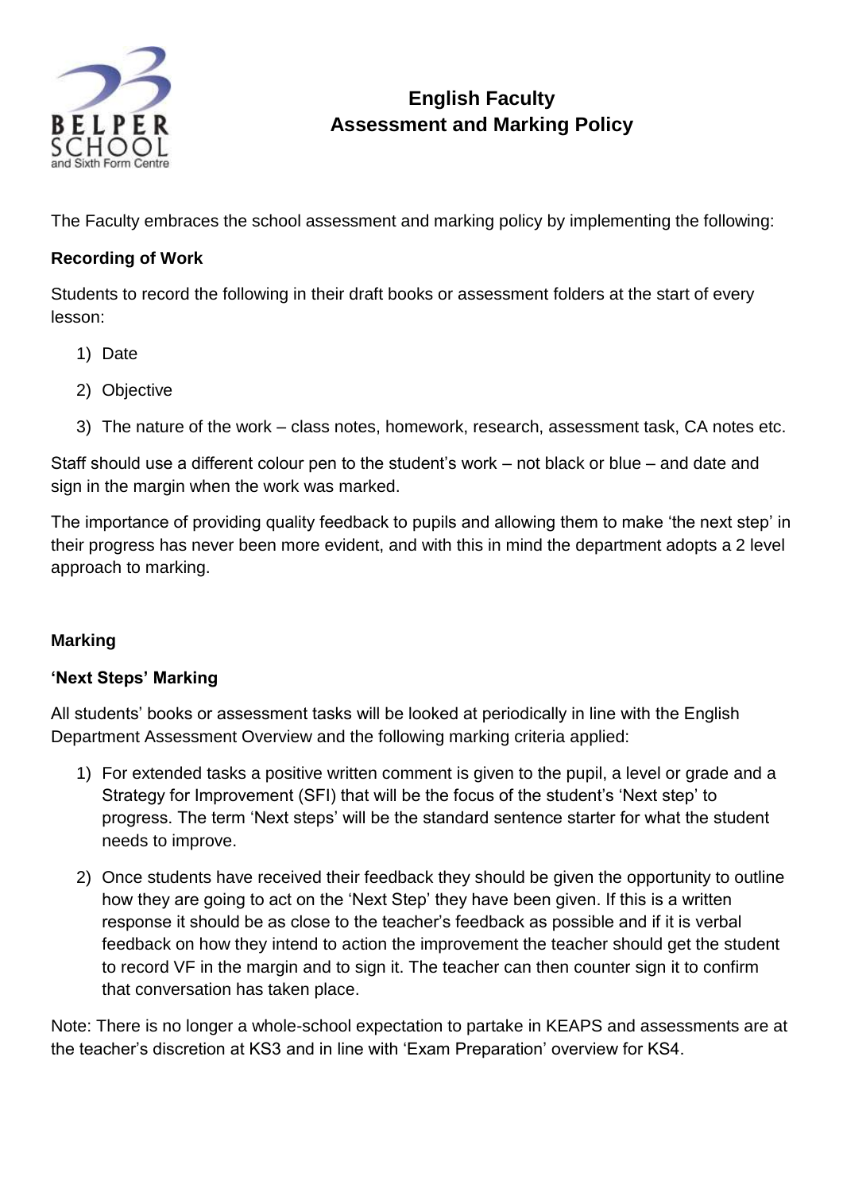# English Faculty
# Assessment and Marking Policy

The Faculty embraces the school assessment and marking policy by implementing the following:

**Recording of Work**

Students to record the following in their draft books or assessment folders at the start of every lesson:

1) Date
2) Objective
3) The nature of the work – class notes, homework, research, assessment task, CA notes etc.

Staff should use a different colour pen to the student's work – not black or blue – and date and sign in the margin when the work was marked.

The importance of providing quality feedback to pupils and allowing them to make 'the next step' in their progress has never been more evident, and with this in mind the department adopts a 2 level approach to marking.

**Marking**

**'Next Steps' Marking**

All students' books or assessment tasks will be looked at periodically in line with the English Department Assessment Overview and the following marking criteria applied:

1) For extended tasks a positive written comment is given to the pupil, a level or grade and a Strategy for Improvement (SFI) that will be the focus of the student's 'Next step' to progress. The term 'Next steps' will be the standard sentence starter for what the student needs to improve.
2) Once students have received their feedback they should be given the opportunity to outline how they are going to act on the 'Next Step' they have been given. If this is a written response it should be as close to the teacher's feedback as possible and if it is verbal feedback on how they intend to action the improvement the teacher should get the student to record VF in the margin and to sign it. The teacher can then counter sign it to confirm that conversation has taken place.

Note: There is no longer a whole-school expectation to partake in KEAPS and assessments are at the teacher's discretion at KS3 and in line with 'Exam Preparation' overview for KS4.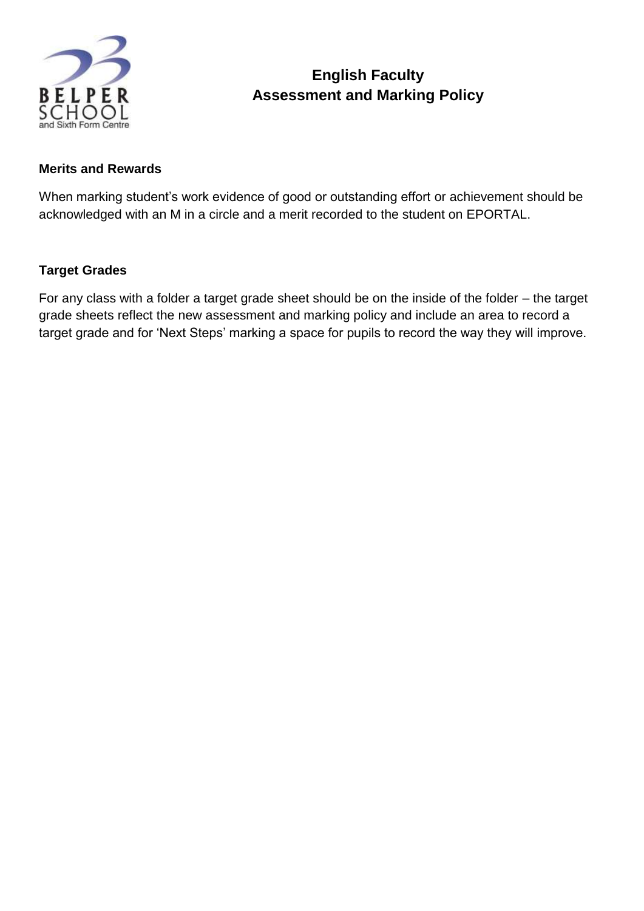# English Faculty
# Assessment and Marking Policy

## Merits and Rewards

When marking student's work evidence of good or outstanding effort or achievement should be acknowledged with an M in a circle and a merit recorded to the student on EPORTAL.

## Target Grades

For any class with a folder a target grade sheet should be on the inside of the folder – the target grade sheets reflect the new assessment and marking policy and include an area to record a target grade and for 'Next Steps' marking a space for pupils to record the way they will improve.